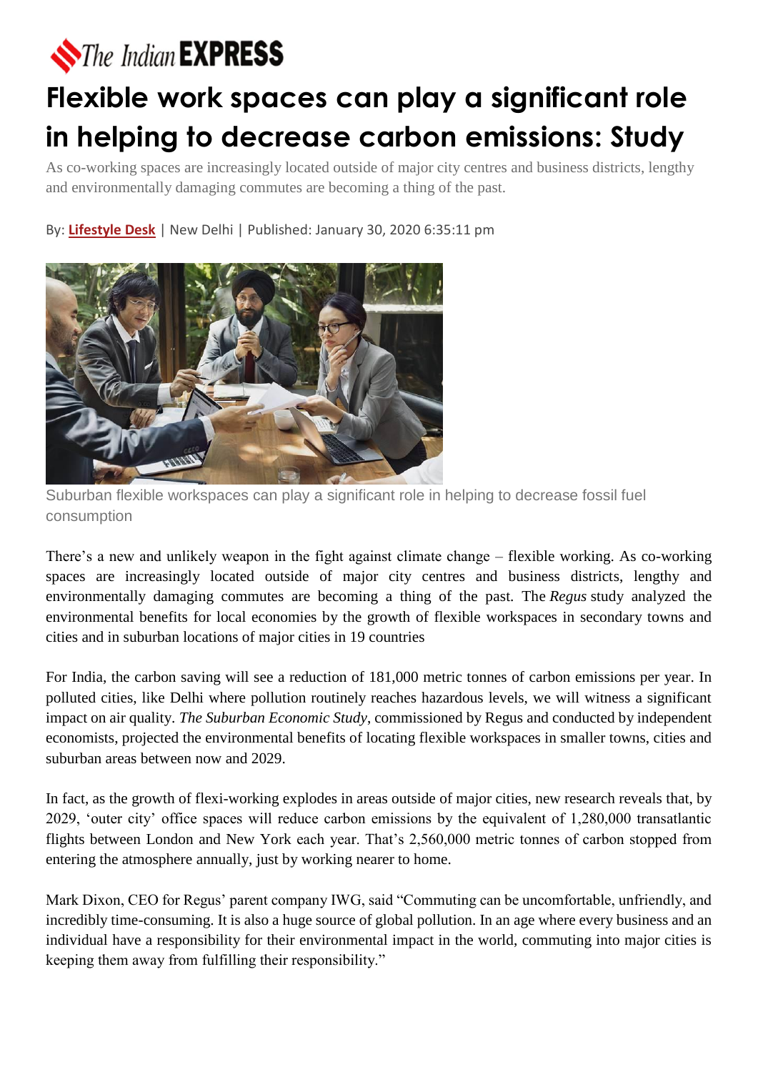The Indian EXPRESS

# Flexible work spaces can play a significant role in helping to decrease carbon emissions: Study

As co-working spaces are increasingly located outside of major city centres and business districts, lengthy and environmentally damaging commutes are becoming a thing of the past.

By: **Lifestyle Desk** | New Delhi | Published: January 30, 2020 6:35:11 pm

Suburban flexible workspaces can play a significant role in helping to decrease fossil fuel consumption

There's a new and unlikely weapon in the fight against climate change – flexible working. As co-working spaces are increasingly located outside of major city centres and business districts, lengthy and environmentally damaging commutes are becoming a thing of the past. The *Regus* study analyzed the environmental benefits for local economies by the growth of flexible workspaces in secondary towns and cities and in suburban locations of major cities in 19 countries

For India, the carbon saving will see a reduction of 181,000 metric tonnes of carbon emissions per year. In polluted cities, like Delhi where pollution routinely reaches hazardous levels, we will witness a significant impact on air quality. *The Suburban Economic Study*, commissioned by Regus and conducted by independent economists, projected the environmental benefits of locating flexible workspaces in smaller towns, cities and suburban areas between now and 2029.

In fact, as the growth of flexi-working explodes in areas outside of major cities, new research reveals that, by 2029, 'outer city' office spaces will reduce carbon emissions by the equivalent of 1,280,000 transatlantic flights between London and New York each year. That's 2,560,000 metric tonnes of carbon stopped from entering the atmosphere annually, just by working nearer to home.

Mark Dixon, CEO for Regus' parent company IWG, said "Commuting can be uncomfortable, unfriendly, and incredibly time-consuming. It is also a huge source of global pollution. In an age where every business and an individual have a responsibility for their environmental impact in the world, commuting into major cities is keeping them away from fulfilling their responsibility."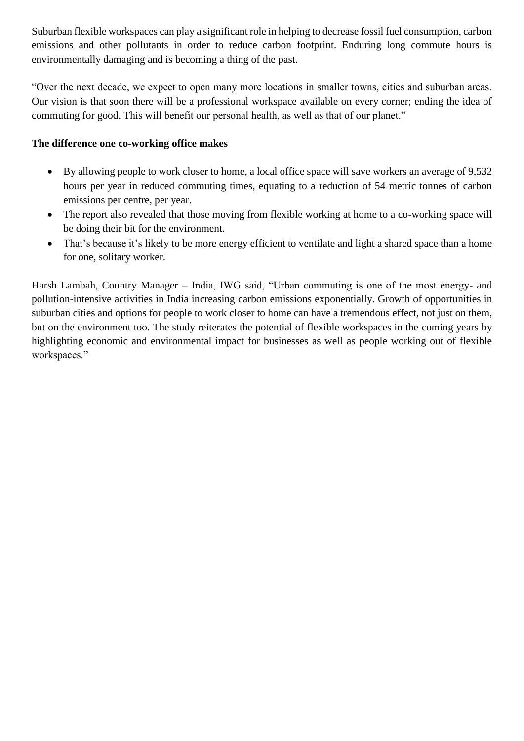Suburban flexible workspaces can play a significant role in helping to decrease fossil fuel consumption, carbon emissions and other pollutants in order to reduce carbon footprint. Enduring long commute hours is environmentally damaging and is becoming a thing of the past.

"Over the next decade, we expect to open many more locations in smaller towns, cities and suburban areas. Our vision is that soon there will be a professional workspace available on every corner; ending the idea of commuting for good. This will benefit our personal health, as well as that of our planet."

**The difference one co-working office makes**

- By allowing people to work closer to home, a local office space will save workers an average of 9,532 hours per year in reduced commuting times, equating to a reduction of 54 metric tonnes of carbon emissions per centre, per year.
- The report also revealed that those moving from flexible working at home to a co-working space will be doing their bit for the environment.
- That's because it's likely to be more energy efficient to ventilate and light a shared space than a home for one, solitary worker.

Harsh Lambah, Country Manager – India, IWG said, "Urban commuting is one of the most energy- and pollution-intensive activities in India increasing carbon emissions exponentially. Growth of opportunities in suburban cities and options for people to work closer to home can have a tremendous effect, not just on them, but on the environment too. The study reiterates the potential of flexible workspaces in the coming years by highlighting economic and environmental impact for businesses as well as people working out of flexible workspaces."